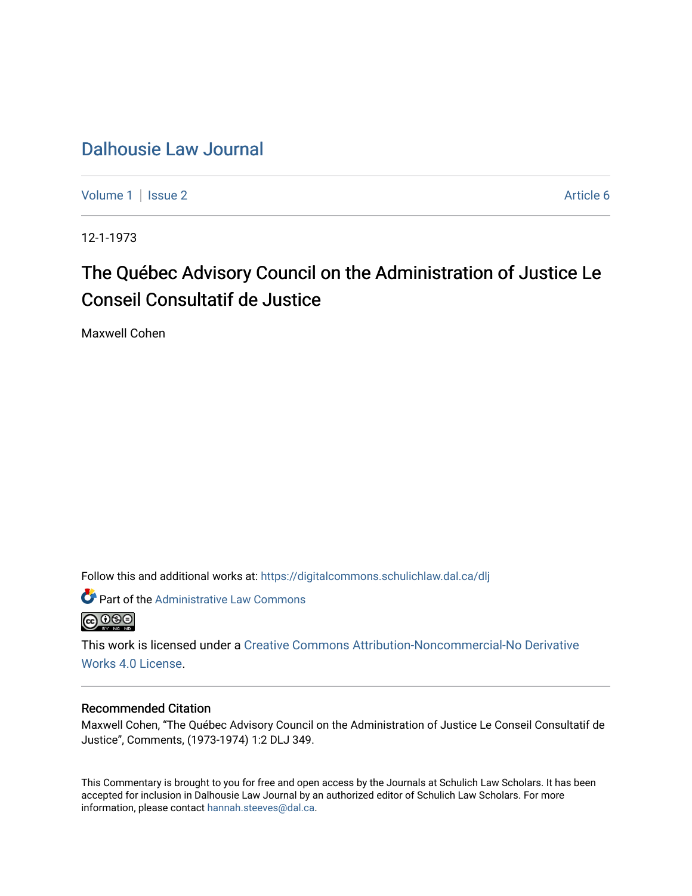# Dalhousie Law Journal

Volume 1 | Issue 2 | Article 6

12-1-1973

## The Québec Advisory Council on the Administration of Justice Le Conseil Consultatif de Justice

Maxwell Cohen

Follow this and additional works at: https://digitalcommons.schulichlaw.dal.ca/dlj

Part of the Administrative Law Commons

This work is licensed under a Creative Commons Attribution-Noncommercial-No Derivative Works 4.0 License.

### Recommended Citation

Maxwell Cohen, "The Québec Advisory Council on the Administration of Justice Le Conseil Consultatif de Justice", Comments, (1973-1974) 1:2 DLJ 349.

This Commentary is brought to you for free and open access by the Journals at Schulich Law Scholars. It has been accepted for inclusion in Dalhousie Law Journal by an authorized editor of Schulich Law Scholars. For more information, please contact hannah.steeves@dal.ca.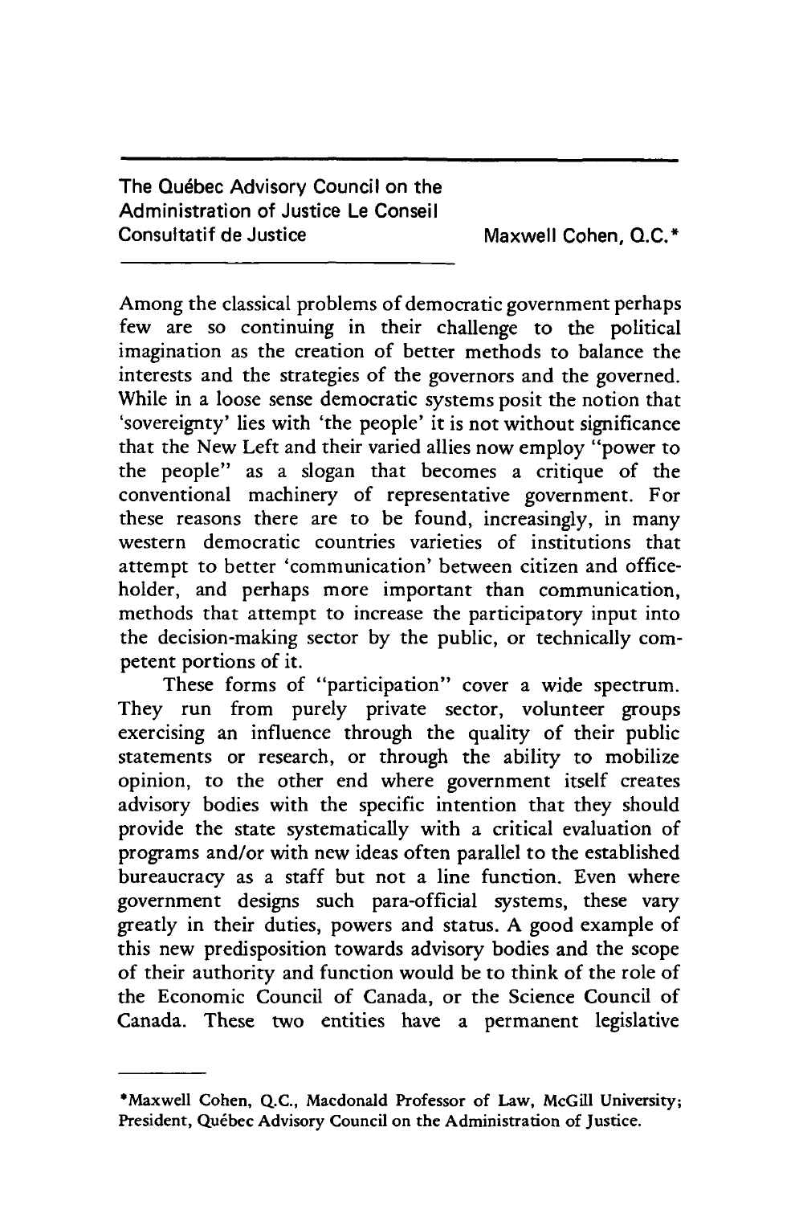# The Québec Advisory Council on the Administration of Justice Le Conseil Consultatif de Justice

Maxwell Cohen, Q.C.*

Among the classical problems of democratic government perhaps few are so continuing in their challenge to the political imagination as the creation of better methods to balance the interests and the strategies of the governors and the governed. While in a loose sense democratic systems posit the notion that 'sovereignty' lies with 'the people' it is not without significance that the New Left and their varied allies now employ "power to the people" as a slogan that becomes a critique of the conventional machinery of representative government. For these reasons there are to be found, increasingly, in many western democratic countries varieties of institutions that attempt to better 'communication' between citizen and office-holder, and perhaps more important than communication, methods that attempt to increase the participatory input into the decision-making sector by the public, or technically competent portions of it.

These forms of "participation" cover a wide spectrum. They run from purely private sector, volunteer groups exercising an influence through the quality of their public statements or research, or through the ability to mobilize opinion, to the other end where government itself creates advisory bodies with the specific intention that they should provide the state systematically with a critical evaluation of programs and/or with new ideas often parallel to the established bureaucracy as a staff but not a line function. Even where government designs such para-official systems, these vary greatly in their duties, powers and status. A good example of this new predisposition towards advisory bodies and the scope of their authority and function would be to think of the role of the Economic Council of Canada, or the Science Council of Canada. These two entities have a permanent legislative

---

*Maxwell Cohen, Q.C., Macdonald Professor of Law, McGill University; President, Québec Advisory Council on the Administration of Justice.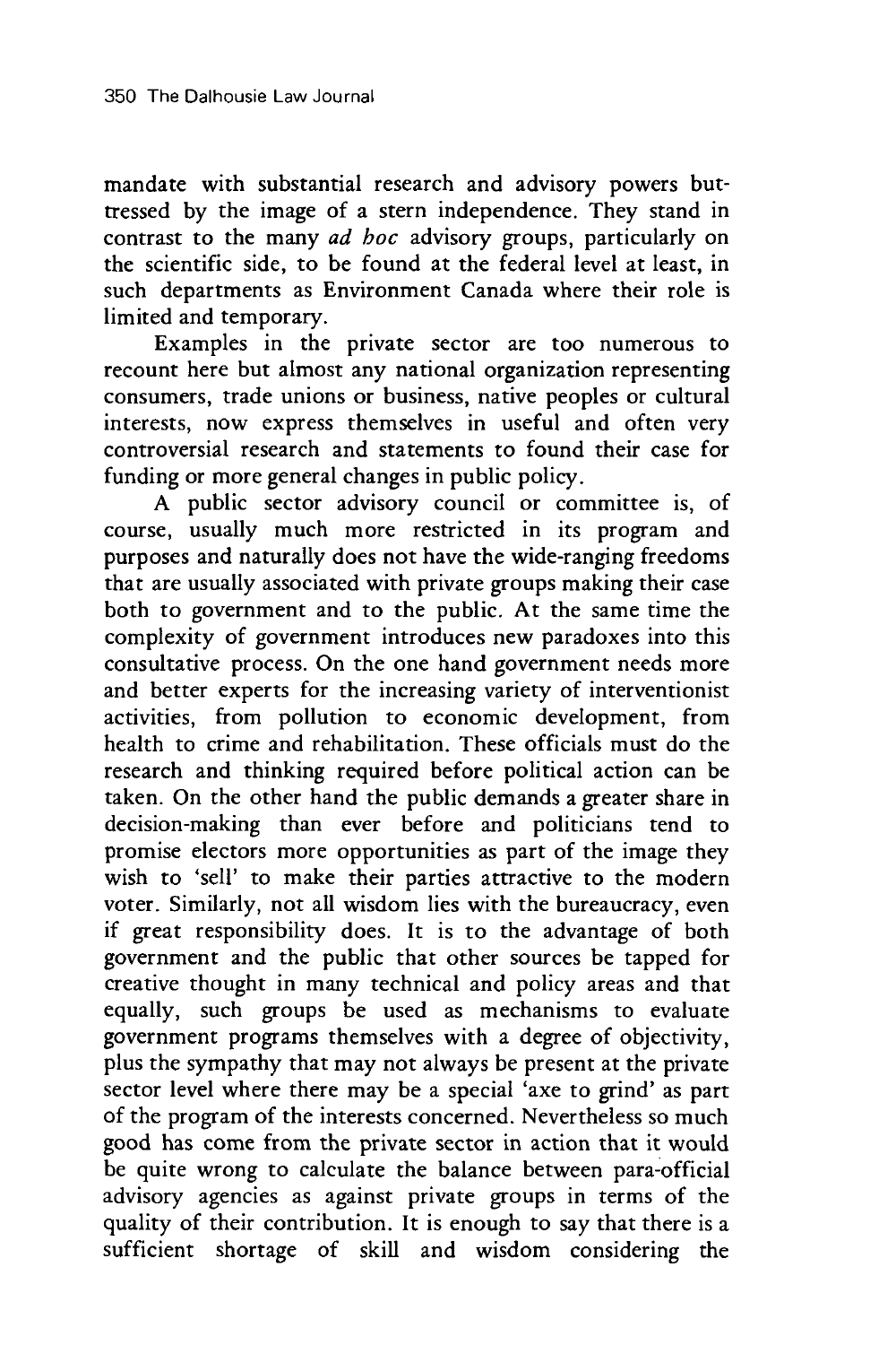mandate with substantial research and advisory powers buttressed by the image of a stern independence. They stand in contrast to the many *ad hoc* advisory groups, particularly on the scientific side, to be found at the federal level at least, in such departments as Environment Canada where their role is limited and temporary.

Examples in the private sector are too numerous to recount here but almost any national organization representing consumers, trade unions or business, native peoples or cultural interests, now express themselves in useful and often very controversial research and statements to found their case for funding or more general changes in public policy.

A public sector advisory council or committee is, of course, usually much more restricted in its program and purposes and naturally does not have the wide-ranging freedoms that are usually associated with private groups making their case both to government and to the public. At the same time the complexity of government introduces new paradoxes into this consultative process. On the one hand government needs more and better experts for the increasing variety of interventionist activities, from pollution to economic development, from health to crime and rehabilitation. These officials must do the research and thinking required before political action can be taken. On the other hand the public demands a greater share in decision-making than ever before and politicians tend to promise electors more opportunities as part of the image they wish to 'sell' to make their parties attractive to the modern voter. Similarly, not all wisdom lies with the bureaucracy, even if great responsibility does. It is to the advantage of both government and the public that other sources be tapped for creative thought in many technical and policy areas and that equally, such groups be used as mechanisms to evaluate government programs themselves with a degree of objectivity, plus the sympathy that may not always be present at the private sector level where there may be a special 'axe to grind' as part of the program of the interests concerned. Nevertheless so much good has come from the private sector in action that it would be quite wrong to calculate the balance between para-official advisory agencies as against private groups in terms of the quality of their contribution. It is enough to say that there is a sufficient shortage of skill and wisdom considering the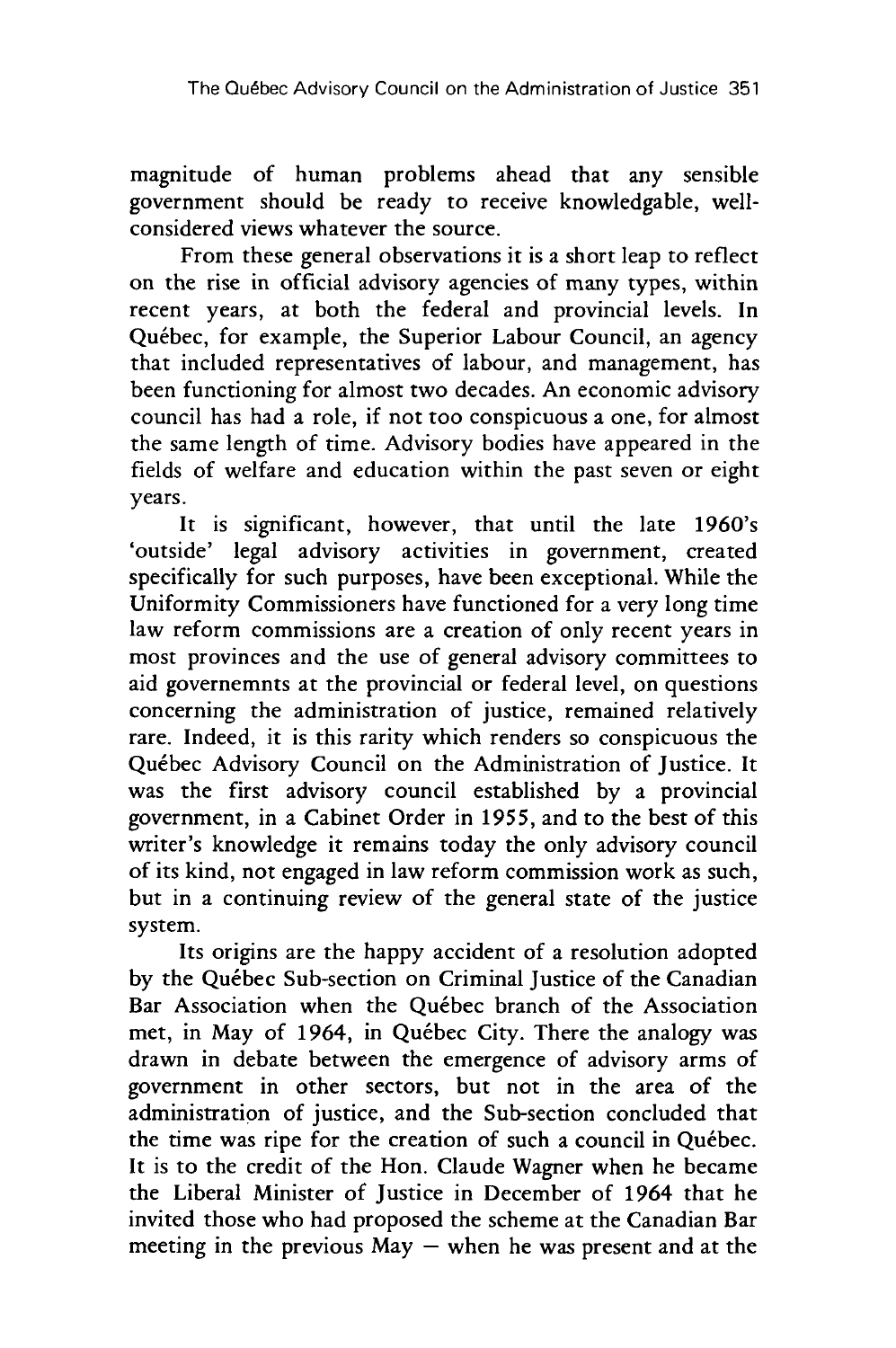magnitude of human problems ahead that any sensible government should be ready to receive knowledgable, well-considered views whatever the source.

From these general observations it is a short leap to reflect on the rise in official advisory agencies of many types, within recent years, at both the federal and provincial levels. In Québec, for example, the Superior Labour Council, an agency that included representatives of labour, and management, has been functioning for almost two decades. An economic advisory council has had a role, if not too conspicuous a one, for almost the same length of time. Advisory bodies have appeared in the fields of welfare and education within the past seven or eight years.

It is significant, however, that until the late 1960's 'outside' legal advisory activities in government, created specifically for such purposes, have been exceptional. While the Uniformity Commissioners have functioned for a very long time law reform commissions are a creation of only recent years in most provinces and the use of general advisory committees to aid governemnts at the provincial or federal level, on questions concerning the administration of justice, remained relatively rare. Indeed, it is this rarity which renders so conspicuous the Québec Advisory Council on the Administration of Justice. It was the first advisory council established by a provincial government, in a Cabinet Order in 1955, and to the best of this writer's knowledge it remains today the only advisory council of its kind, not engaged in law reform commission work as such, but in a continuing review of the general state of the justice system.

Its origins are the happy accident of a resolution adopted by the Québec Sub-section on Criminal Justice of the Canadian Bar Association when the Québec branch of the Association met, in May of 1964, in Québec City. There the analogy was drawn in debate between the emergence of advisory arms of government in other sectors, but not in the area of the administration of justice, and the Sub-section concluded that the time was ripe for the creation of such a council in Québec. It is to the credit of the Hon. Claude Wagner when he became the Liberal Minister of Justice in December of 1964 that he invited those who had proposed the scheme at the Canadian Bar meeting in the previous May — when he was present and at the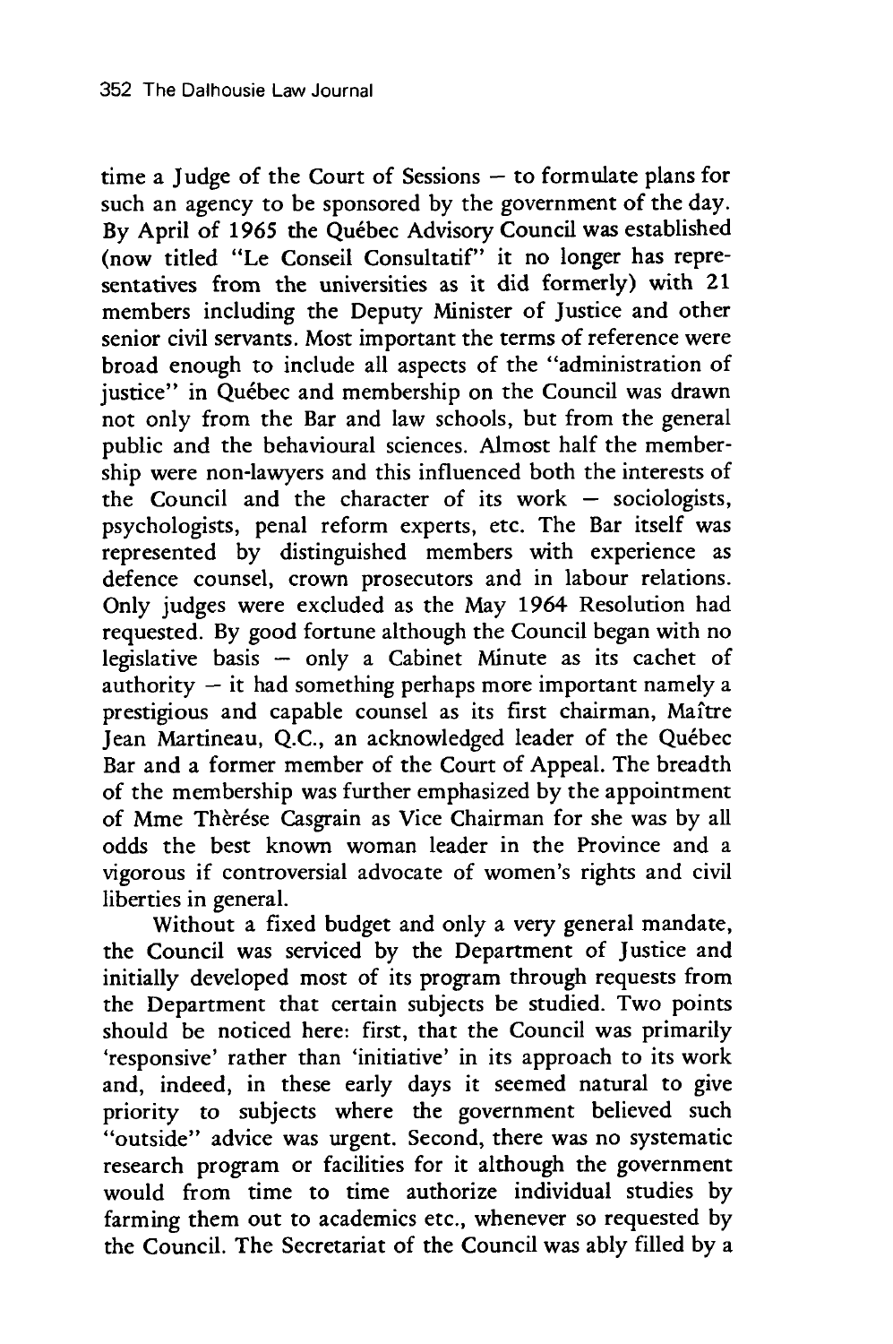time a Judge of the Court of Sessions — to formulate plans for such an agency to be sponsored by the government of the day. By April of 1965 the Québec Advisory Council was established (now titled "Le Conseil Consultatif" it no longer has representatives from the universities as it did formerly) with 21 members including the Deputy Minister of Justice and other senior civil servants. Most important the terms of reference were broad enough to include all aspects of the "administration of justice" in Québec and membership on the Council was drawn not only from the Bar and law schools, but from the general public and the behavioural sciences. Almost half the membership were non-lawyers and this influenced both the interests of the Council and the character of its work — sociologists, psychologists, penal reform experts, etc. The Bar itself was represented by distinguished members with experience as defence counsel, crown prosecutors and in labour relations. Only judges were excluded as the May 1964 Resolution had requested. By good fortune although the Council began with no legislative basis — only a Cabinet Minute as its cachet of authority — it had something perhaps more important namely a prestigious and capable counsel as its first chairman, Maître Jean Martineau, Q.C., an acknowledged leader of the Québec Bar and a former member of the Court of Appeal. The breadth of the membership was further emphasized by the appointment of Mme Thérèse Casgrain as Vice Chairman for she was by all odds the best known woman leader in the Province and a vigorous if controversial advocate of women's rights and civil liberties in general.

Without a fixed budget and only a very general mandate, the Council was serviced by the Department of Justice and initially developed most of its program through requests from the Department that certain subjects be studied. Two points should be noticed here: first, that the Council was primarily 'responsive' rather than 'initiative' in its approach to its work and, indeed, in these early days it seemed natural to give priority to subjects where the government believed such "outside" advice was urgent. Second, there was no systematic research program or facilities for it although the government would from time to time authorize individual studies by farming them out to academics etc., whenever so requested by the Council. The Secretariat of the Council was ably filled by a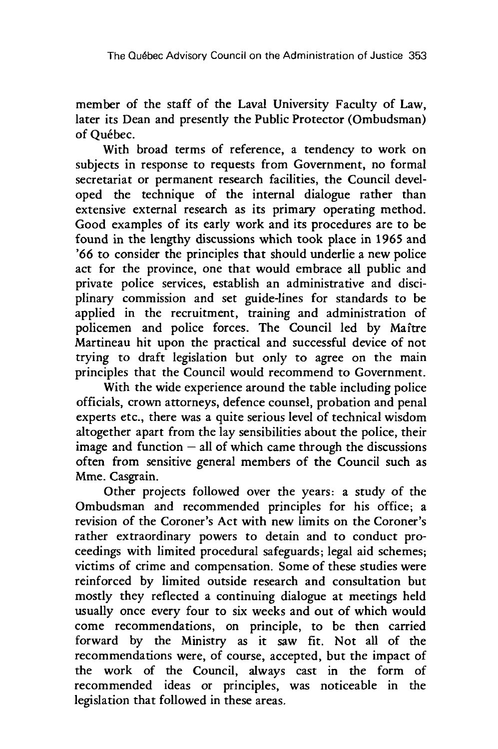member of the staff of the Laval University Faculty of Law, later its Dean and presently the Public Protector (Ombudsman) of Québec.

With broad terms of reference, a tendency to work on subjects in response to requests from Government, no formal secretariat or permanent research facilities, the Council developed the technique of the internal dialogue rather than extensive external research as its primary operating method. Good examples of its early work and its procedures are to be found in the lengthy discussions which took place in 1965 and '66 to consider the principles that should underlie a new police act for the province, one that would embrace all public and private police services, establish an administrative and disciplinary commission and set guide-lines for standards to be applied in the recruitment, training and administration of policemen and police forces. The Council led by Maître Martineau hit upon the practical and successful device of not trying to draft legislation but only to agree on the main principles that the Council would recommend to Government.

With the wide experience around the table including police officials, crown attorneys, defence counsel, probation and penal experts etc., there was a quite serious level of technical wisdom altogether apart from the lay sensibilities about the police, their image and function – all of which came through the discussions often from sensitive general members of the Council such as Mme. Casgrain.

Other projects followed over the years: a study of the Ombudsman and recommended principles for his office; a revision of the Coroner's Act with new limits on the Coroner's rather extraordinary powers to detain and to conduct proceedings with limited procedural safeguards; legal aid schemes; victims of crime and compensation. Some of these studies were reinforced by limited outside research and consultation but mostly they reflected a continuing dialogue at meetings held usually once every four to six weeks and out of which would come recommendations, on principle, to be then carried forward by the Ministry as it saw fit. Not all of the recommendations were, of course, accepted, but the impact of the work of the Council, always cast in the form of recommended ideas or principles, was noticeable in the legislation that followed in these areas.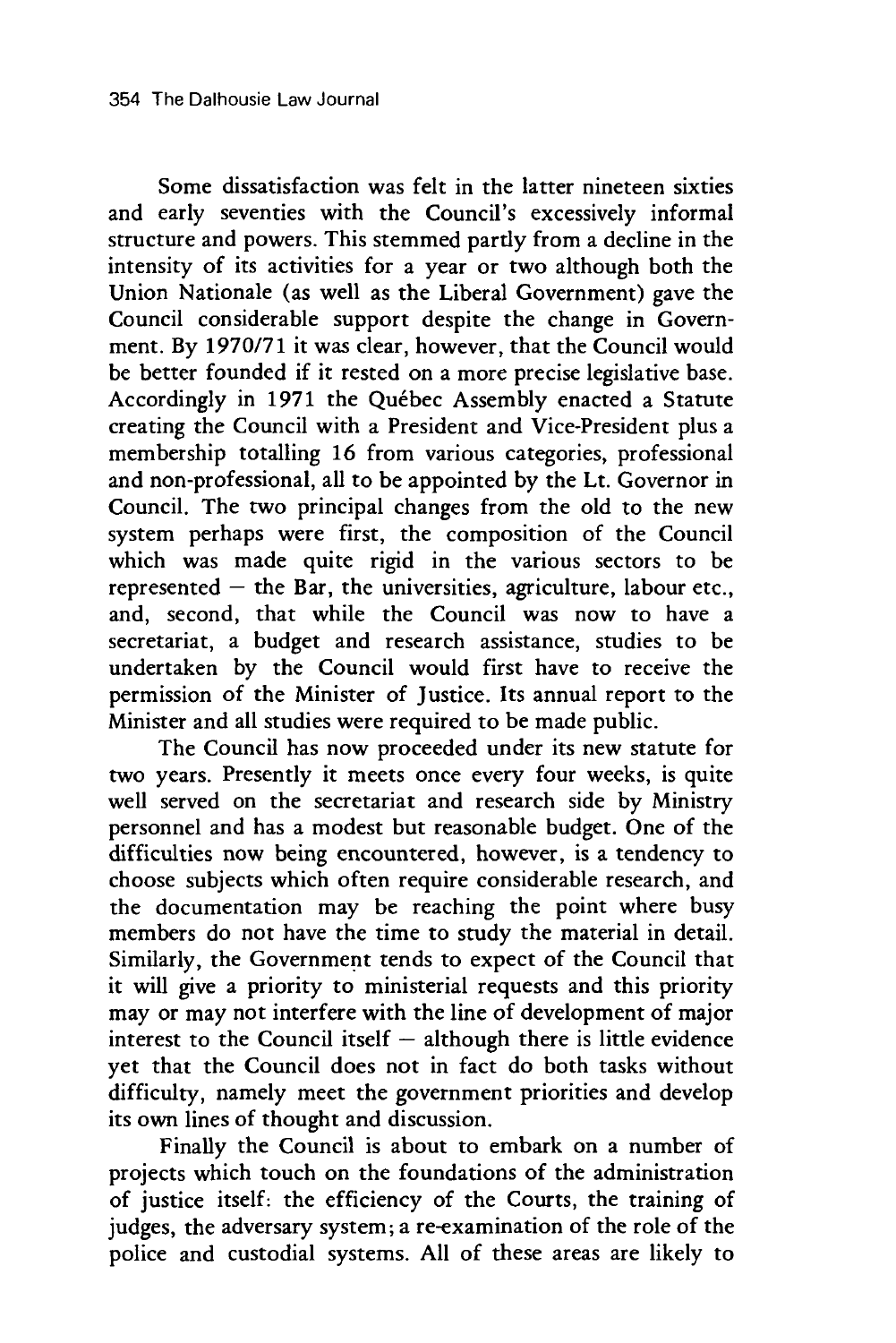Some dissatisfaction was felt in the latter nineteen sixties and early seventies with the Council's excessively informal structure and powers. This stemmed partly from a decline in the intensity of its activities for a year or two although both the Union Nationale (as well as the Liberal Government) gave the Council considerable support despite the change in Government. By 1970/71 it was clear, however, that the Council would be better founded if it rested on a more precise legislative base. Accordingly in 1971 the Québec Assembly enacted a Statute creating the Council with a President and Vice-President plus a membership totalling 16 from various categories, professional and non-professional, all to be appointed by the Lt. Governor in Council. The two principal changes from the old to the new system perhaps were first, the composition of the Council which was made quite rigid in the various sectors to be represented – the Bar, the universities, agriculture, labour etc., and, second, that while the Council was now to have a secretariat, a budget and research assistance, studies to be undertaken by the Council would first have to receive the permission of the Minister of Justice. Its annual report to the Minister and all studies were required to be made public.

The Council has now proceeded under its new statute for two years. Presently it meets once every four weeks, is quite well served on the secretariat and research side by Ministry personnel and has a modest but reasonable budget. One of the difficulties now being encountered, however, is a tendency to choose subjects which often require considerable research, and the documentation may be reaching the point where busy members do not have the time to study the material in detail. Similarly, the Government tends to expect of the Council that it will give a priority to ministerial requests and this priority may or may not interfere with the line of development of major interest to the Council itself – although there is little evidence yet that the Council does not in fact do both tasks without difficulty, namely meet the government priorities and develop its own lines of thought and discussion.

Finally the Council is about to embark on a number of projects which touch on the foundations of the administration of justice itself: the efficiency of the Courts, the training of judges, the adversary system; a re-examination of the role of the police and custodial systems. All of these areas are likely to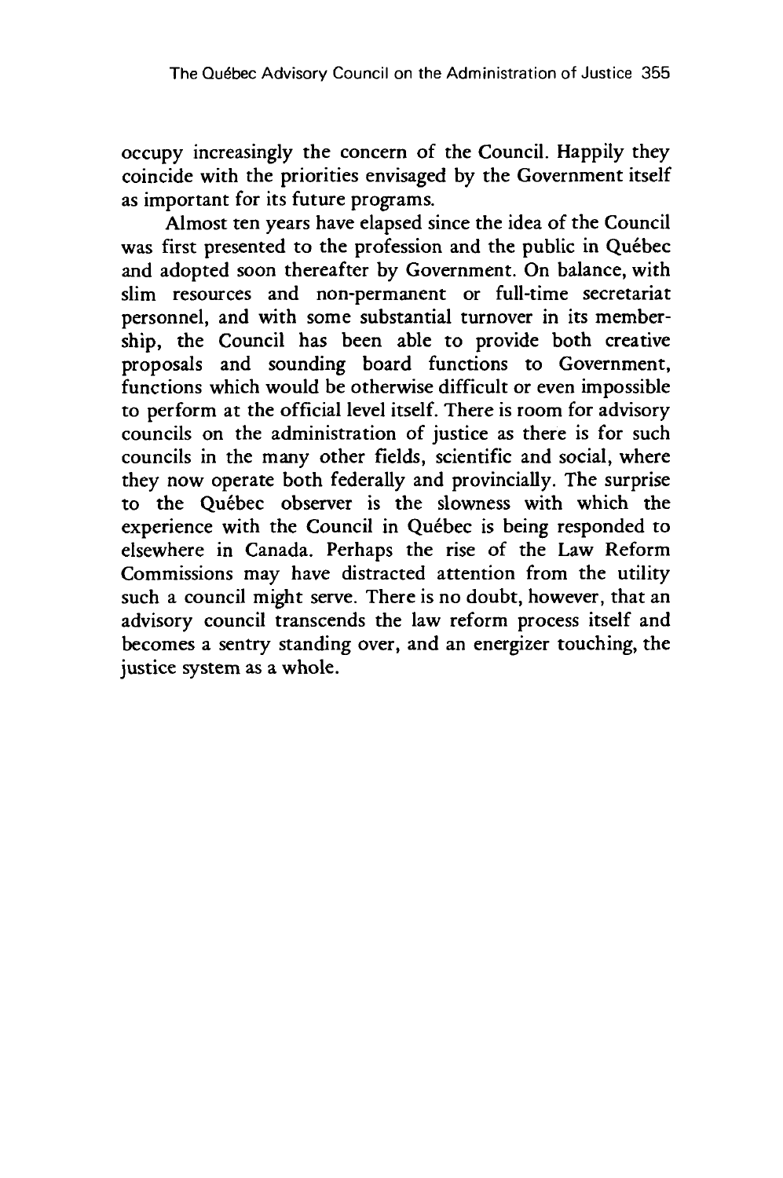occupy increasingly the concern of the Council. Happily they coincide with the priorities envisaged by the Government itself as important for its future programs.

Almost ten years have elapsed since the idea of the Council was first presented to the profession and the public in Québec and adopted soon thereafter by Government. On balance, with slim resources and non-permanent or full-time secretariat personnel, and with some substantial turnover in its membership, the Council has been able to provide both creative proposals and sounding board functions to Government, functions which would be otherwise difficult or even impossible to perform at the official level itself. There is room for advisory councils on the administration of justice as there is for such councils in the many other fields, scientific and social, where they now operate both federally and provincially. The surprise to the Québec observer is the slowness with which the experience with the Council in Québec is being responded to elsewhere in Canada. Perhaps the rise of the Law Reform Commissions may have distracted attention from the utility such a council might serve. There is no doubt, however, that an advisory council transcends the law reform process itself and becomes a sentry standing over, and an energizer touching, the justice system as a whole.